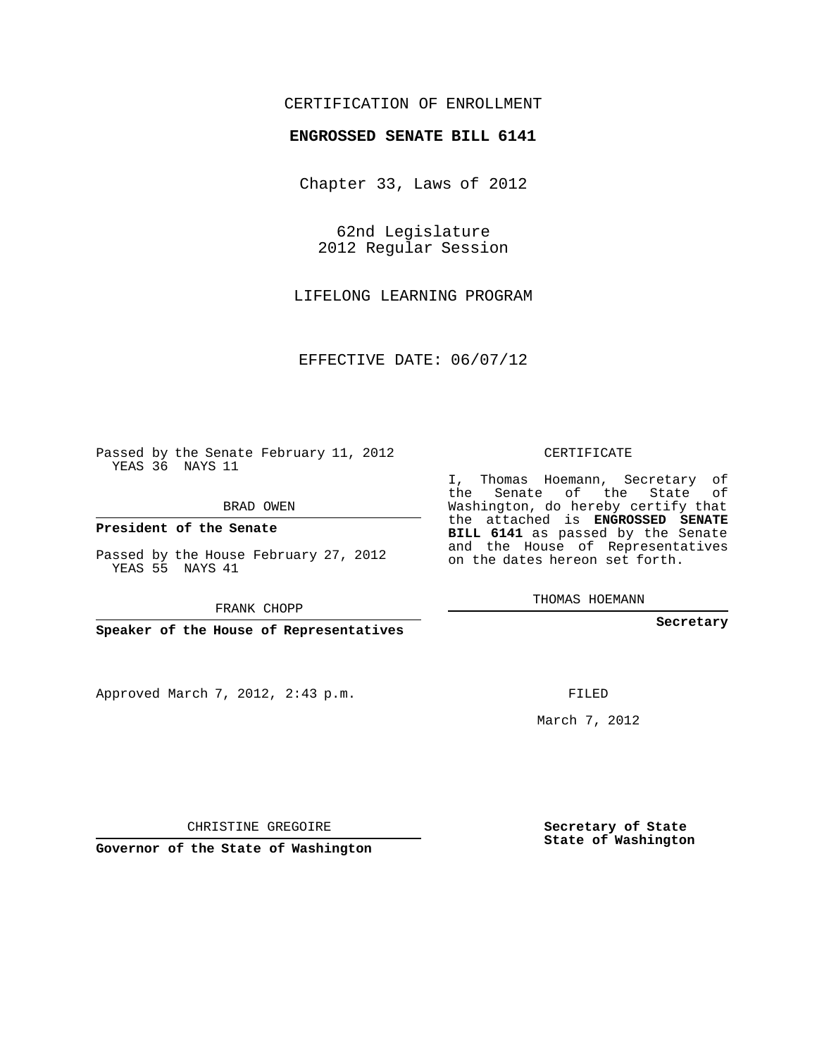CERTIFICATION OF ENROLLMENT

**ENGROSSED SENATE BILL 6141**

Chapter 33, Laws of 2012

62nd Legislature
2012 Regular Session

LIFELONG LEARNING PROGRAM

EFFECTIVE DATE: 06/07/12

Passed by the Senate February 11, 2012
YEAS 36 NAYS 11

BRAD OWEN

**President of the Senate**

Passed by the House February 27, 2012
YEAS 55 NAYS 41

FRANK CHOPP

**Speaker of the House of Representatives**

Approved March 7, 2012, 2:43 p.m.

CHRISTINE GREGOIRE

**Governor of the State of Washington**

CERTIFICATE

I, Thomas Hoemann, Secretary of the Senate of the State of Washington, do hereby certify that the attached is **ENGROSSED SENATE BILL 6141** as passed by the Senate and the House of Representatives on the dates hereon set forth.

THOMAS HOEMANN

**Secretary**

FILED

March 7, 2012

**Secretary of State**
**State of Washington**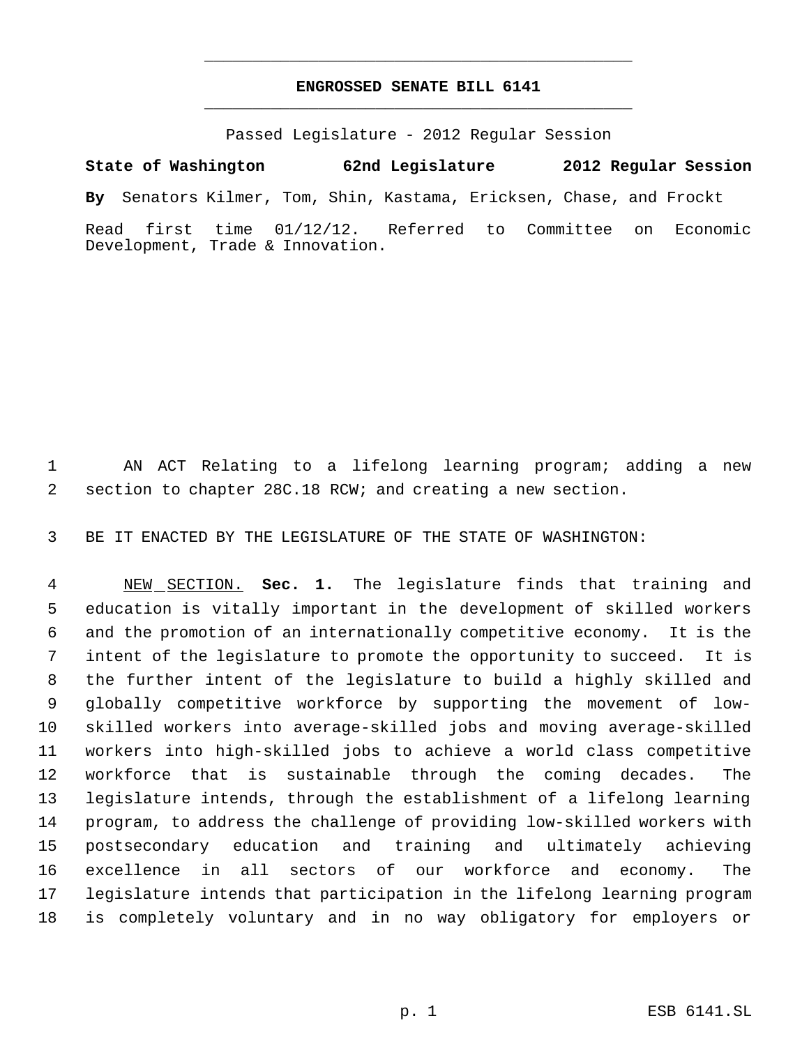# ENGROSSED SENATE BILL 6141

Passed Legislature - 2012 Regular Session

**State of Washington 62nd Legislature 2012 Regular Session**

**By** Senators Kilmer, Tom, Shin, Kastama, Ericksen, Chase, and Frockt

Read first time 01/12/12. Referred to Committee on Economic Development, Trade & Innovation.

1 AN ACT Relating to a lifelong learning program; adding a new
2 section to chapter 28C.18 RCW; and creating a new section.

3 BE IT ENACTED BY THE LEGISLATURE OF THE STATE OF WASHINGTON:

4 NEW SECTION. **Sec. 1.** The legislature finds that training and
5 education is vitally important in the development of skilled workers
6 and the promotion of an internationally competitive economy. It is the
7 intent of the legislature to promote the opportunity to succeed. It is
8 the further intent of the legislature to build a highly skilled and
9 globally competitive workforce by supporting the movement of low-
10 skilled workers into average-skilled jobs and moving average-skilled
11 workers into high-skilled jobs to achieve a world class competitive
12 workforce that is sustainable through the coming decades. The
13 legislature intends, through the establishment of a lifelong learning
14 program, to address the challenge of providing low-skilled workers with
15 postsecondary education and training and ultimately achieving
16 excellence in all sectors of our workforce and economy. The
17 legislature intends that participation in the lifelong learning program
18 is completely voluntary and in no way obligatory for employers or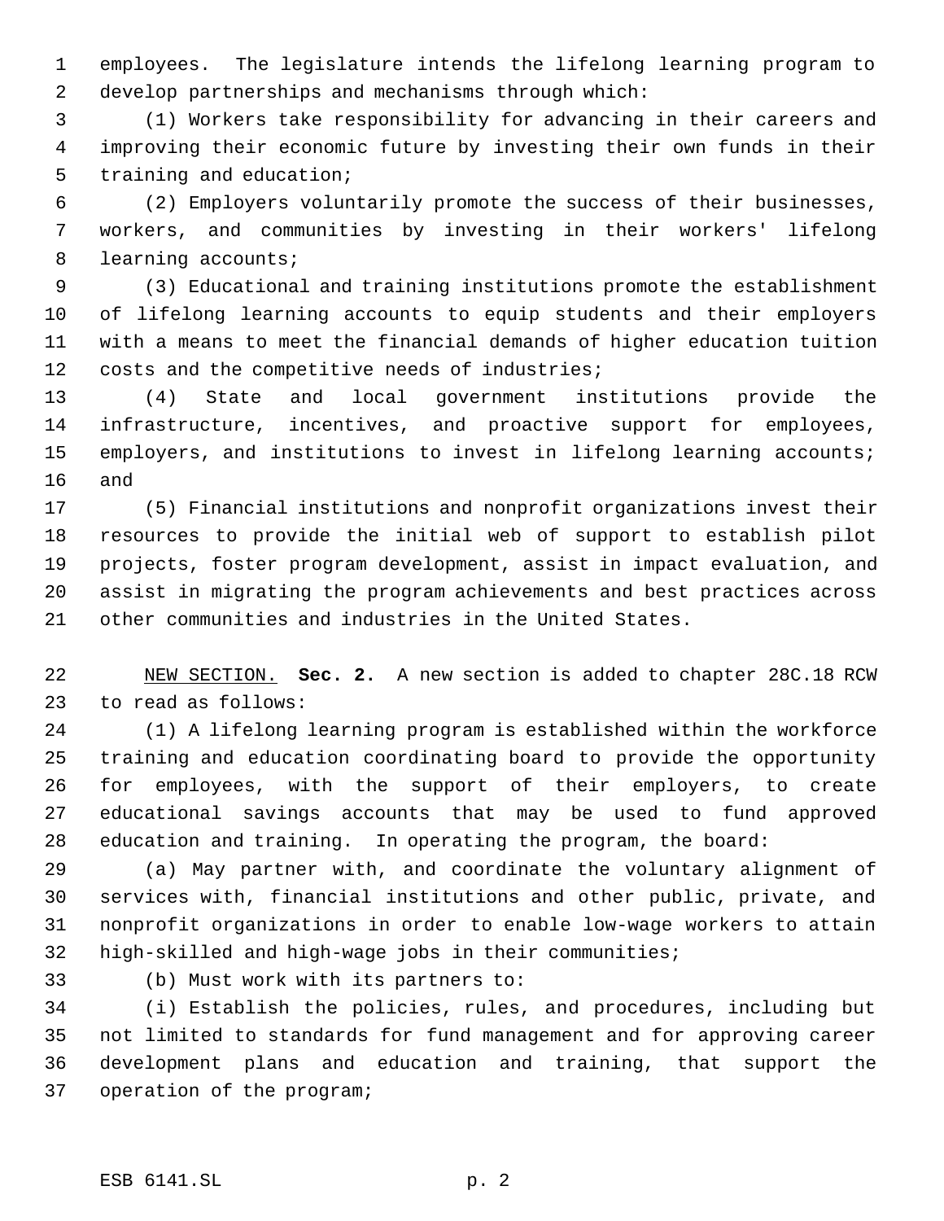employees. The legislature intends the lifelong learning program to develop partnerships and mechanisms through which:

(1) Workers take responsibility for advancing in their careers and improving their economic future by investing their own funds in their training and education;

(2) Employers voluntarily promote the success of their businesses, workers, and communities by investing in their workers' lifelong learning accounts;

(3) Educational and training institutions promote the establishment of lifelong learning accounts to equip students and their employers with a means to meet the financial demands of higher education tuition costs and the competitive needs of industries;

(4) State and local government institutions provide the infrastructure, incentives, and proactive support for employees, employers, and institutions to invest in lifelong learning accounts; and

(5) Financial institutions and nonprofit organizations invest their resources to provide the initial web of support to establish pilot projects, foster program development, assist in impact evaluation, and assist in migrating the program achievements and best practices across other communities and industries in the United States.

NEW SECTION. **Sec. 2.** A new section is added to chapter 28C.18 RCW to read as follows:

(1) A lifelong learning program is established within the workforce training and education coordinating board to provide the opportunity for employees, with the support of their employers, to create educational savings accounts that may be used to fund approved education and training. In operating the program, the board:

(a) May partner with, and coordinate the voluntary alignment of services with, financial institutions and other public, private, and nonprofit organizations in order to enable low-wage workers to attain high-skilled and high-wage jobs in their communities;

(b) Must work with its partners to:

(i) Establish the policies, rules, and procedures, including but not limited to standards for fund management and for approving career development plans and education and training, that support the operation of the program;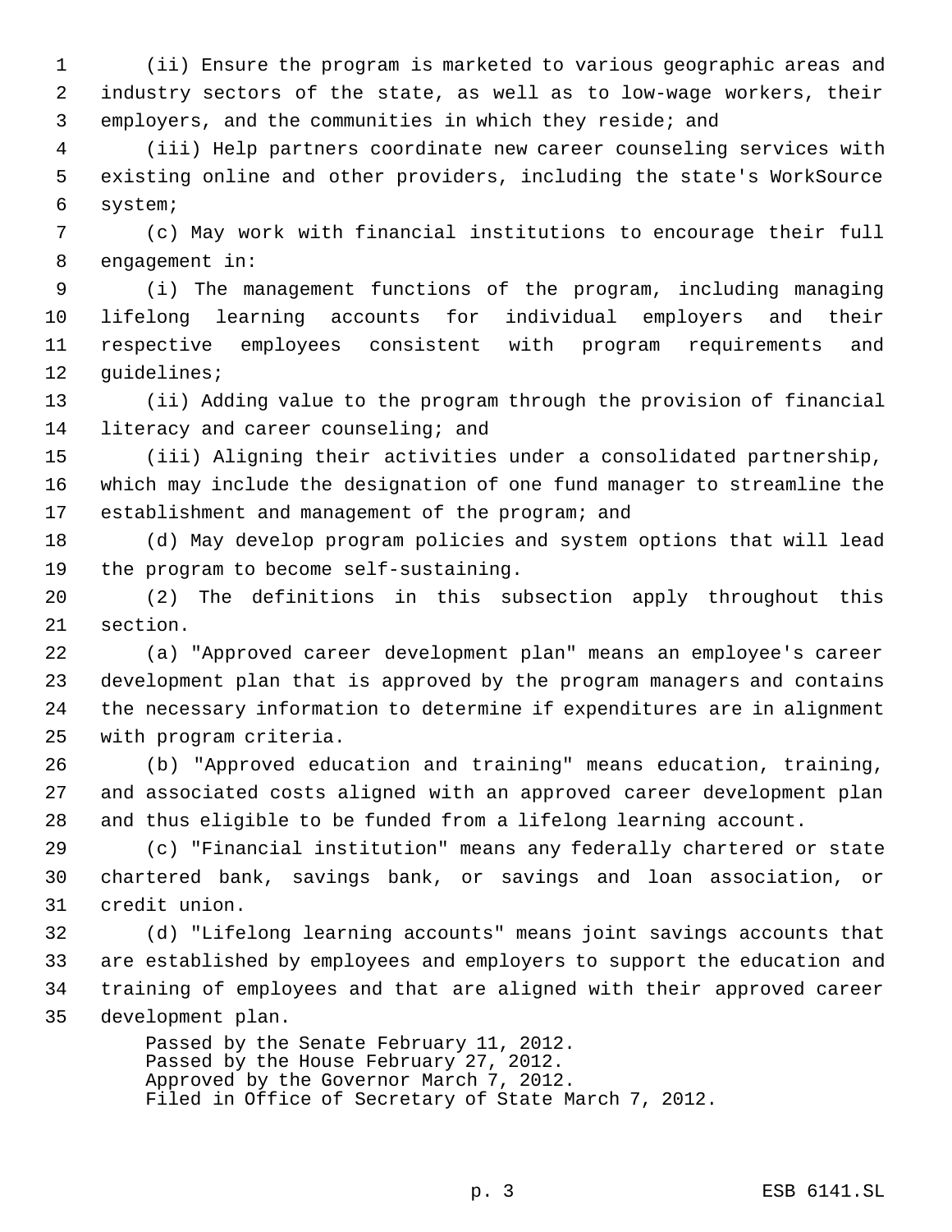(ii) Ensure the program is marketed to various geographic areas and industry sectors of the state, as well as to low-wage workers, their employers, and the communities in which they reside; and

(iii) Help partners coordinate new career counseling services with existing online and other providers, including the state's WorkSource system;

(c) May work with financial institutions to encourage their full engagement in:

(i) The management functions of the program, including managing lifelong learning accounts for individual employers and their respective employees consistent with program requirements and guidelines;

(ii) Adding value to the program through the provision of financial literacy and career counseling; and

(iii) Aligning their activities under a consolidated partnership, which may include the designation of one fund manager to streamline the establishment and management of the program; and

(d) May develop program policies and system options that will lead the program to become self-sustaining.

(2) The definitions in this subsection apply throughout this section.

(a) "Approved career development plan" means an employee's career development plan that is approved by the program managers and contains the necessary information to determine if expenditures are in alignment with program criteria.

(b) "Approved education and training" means education, training, and associated costs aligned with an approved career development plan and thus eligible to be funded from a lifelong learning account.

(c) "Financial institution" means any federally chartered or state chartered bank, savings bank, or savings and loan association, or credit union.

(d) "Lifelong learning accounts" means joint savings accounts that are established by employees and employers to support the education and training of employees and that are aligned with their approved career development plan.

Passed by the Senate February 11, 2012.
Passed by the House February 27, 2012.
Approved by the Governor March 7, 2012.
Filed in Office of Secretary of State March 7, 2012.